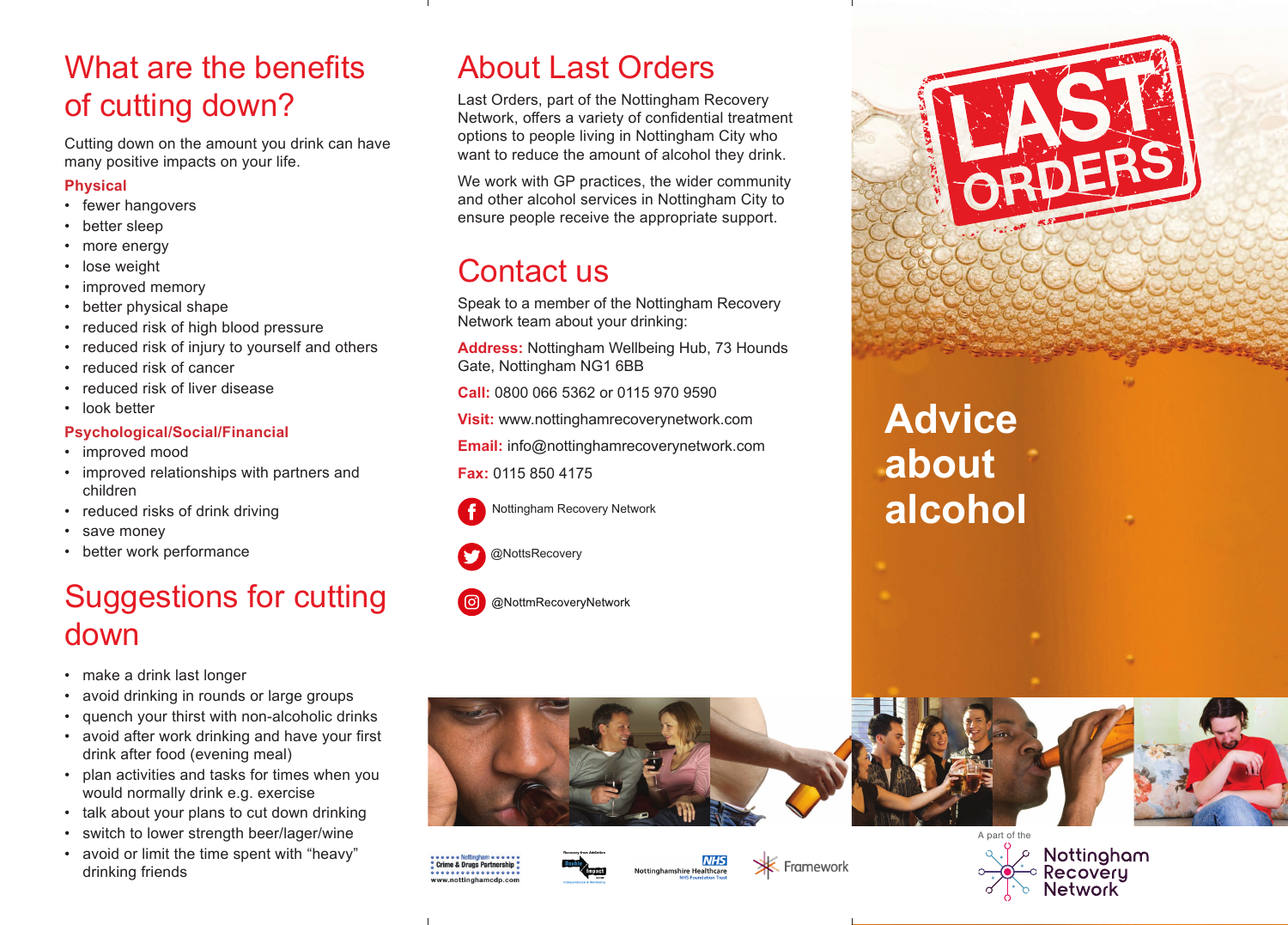## What are the benefits of cutting down?

Cutting down on the amount you drink can have many positive impacts on your life.

### Physical

- fewer hangovers
- better sleep
- more energy
- lose weight
- improved memory
- better physical shape
- reduced risk of high blood pressure
- reduced risk of injury to yourself and others
- reduced risk of cancer
- reduced risk of liver disease
- look better

### Psychological/Social/Financial

- improved mood
- improved relationships with partners and children
- reduced risks of drink driving
- save money
- better work performance

## Suggestions for cutting down

- make a drink last longer
- avoid drinking in rounds or large groups
- quench your thirst with non-alcoholic drinks
- avoid after work drinking and have your first drink after food (evening meal)
- plan activities and tasks for times when you would normally drink e.g. exercise
- talk about your plans to cut down drinking
- switch to lower strength beer/lager/wine
- avoid or limit the time spent with “heavy” drinking friends

## About Last Orders

Last Orders, part of the Nottingham Recovery Network, offers a variety of confidential treatment options to people living in Nottingham City who want to reduce the amount of alcohol they drink.

We work with GP practices, the wider community and other alcohol services in Nottingham City to ensure people receive the appropriate support.

## Contact us

Speak to a member of the Nottingham Recovery Network team about your drinking:

**Address:** Nottingham Wellbeing Hub, 73 Hounds Gate, Nottingham NG1 6BB

**Call:** 0800 066 5362 or 0115 970 9590

**Visit:** www.nottinghamrecoverynetwork.com

**Email:** info@nottinghamrecoverynetwork.com

**Fax:** 0115 850 4175

Nottingham Recovery Network

@NottsRecovery

@NottmRecoveryNetwork

Nottingham Crime & Drugs Partnership www.nottinghamcdp.com

Nottinghamshire Healthcare NHS Foundation Trust

Framework

# LAST ORDERS

# Advice about alcohol

A part of the Nottingham Recovery Network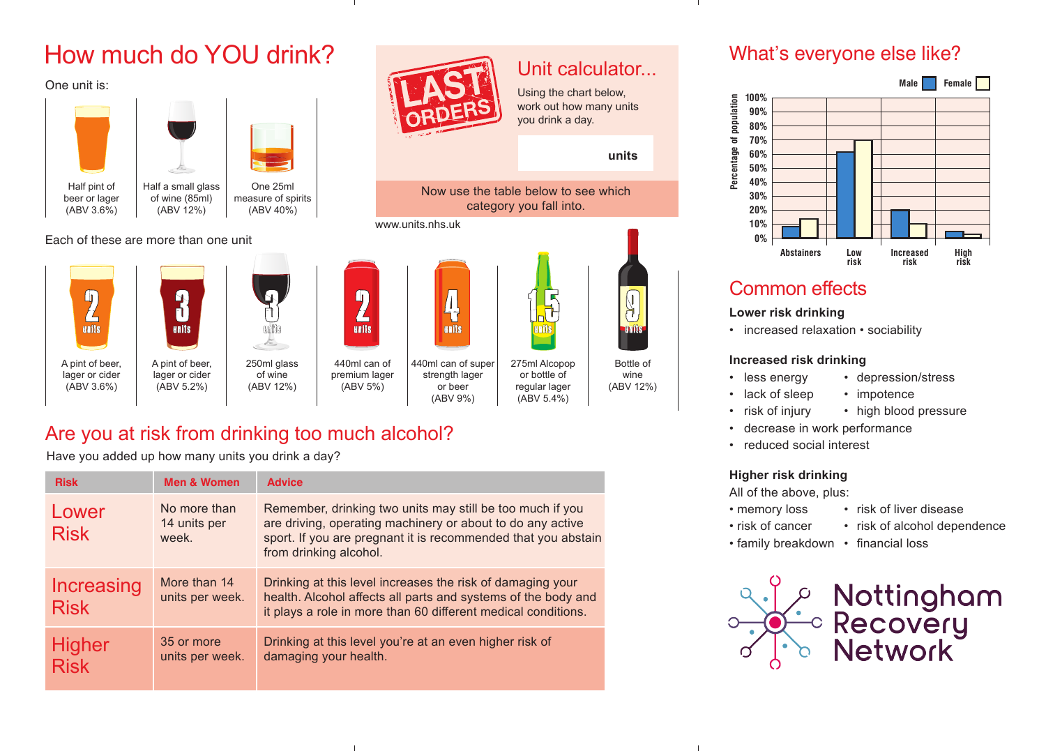# How much do YOU drink?

One unit is:

Half pint of beer or lager (ABV 3.6%)

Half a small glass of wine (85ml) (ABV 12%)

One 25ml measure of spirits (ABV 40%)

Each of these are more than one unit

2 units — A pint of beer, lager or cider (ABV 3.6%)

3 units — A pint of beer, lager or cider (ABV 5.2%)

3 units — 250ml glass of wine (ABV 12%)

2 units — 440ml can of premium lager (ABV 5%)

4 units — 440ml can of super strength lager or beer (ABV 9%)

1.5 units — 275ml Alcopop or bottle of regular lager (ABV 5.4%)

9 units — Bottle of wine (ABV 12%)

LAST ORDERS

## Unit calculator...

Using the chart below, work out how many units you drink a day.

units

Now use the table below to see which category you fall into.

www.units.nhs.uk

## Are you at risk from drinking too much alcohol?

Have you added up how many units you drink a day?

| Risk | Men & Women | Advice |
|---|---|---|
| Lower Risk | No more than 14 units per week. | Remember, drinking two units may still be too much if you are driving, operating machinery or about to do any active sport. If you are pregnant it is recommended that you abstain from drinking alcohol. |
| Increasing Risk | More than 14 units per week. | Drinking at this level increases the risk of damaging your health. Alcohol affects all parts and systems of the body and it plays a role in more than 60 different medical conditions. |
| Higher Risk | 35 or more units per week. | Drinking at this level you're at an even higher risk of damaging your health. |

## What's everyone else like?

Male Female

Percentage of population

100%
90%
80%
70%
60%
50%
40%
30%
20%
10%
0%

Abstainers
Low risk
Increased risk
High risk

## Common effects

**Lower risk drinking**

- increased relaxation • sociability

**Increased risk drinking**

- less energy
- depression/stress
- lack of sleep
- impotence
- risk of injury
- high blood pressure
- decrease in work performance
- reduced social interest

**Higher risk drinking**

All of the above, plus:

- memory loss
- risk of liver disease
- risk of cancer
- risk of alcohol dependence
- family breakdown
- financial loss

Nottingham Recovery Network